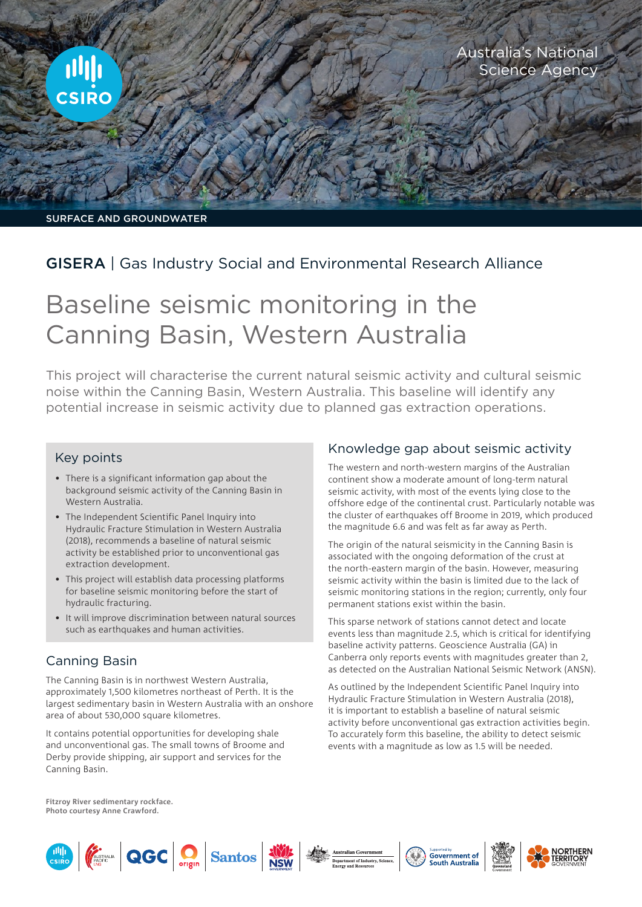Australia's National Science Agency

SURFACE AND GROUNDWATER

**GISERA** | Gas Industry Social and Environmental Research Alliance

# Baseline seismic monitoring in the Canning Basin, Western Australia

This project will characterise the current natural seismic activity and cultural seismic noise within the Canning Basin, Western Australia. This baseline will identify any potential increase in seismic activity due to planned gas extraction operations.

## Key points

- There is a significant information gap about the background seismic activity of the Canning Basin in Western Australia.
- The Independent Scientific Panel Inquiry into Hydraulic Fracture Stimulation in Western Australia (2018), recommends a baseline of natural seismic activity be established prior to unconventional gas extraction development.
- This project will establish data processing platforms for baseline seismic monitoring before the start of hydraulic fracturing.
- It will improve discrimination between natural sources such as earthquakes and human activities.

## Canning Basin

The Canning Basin is in northwest Western Australia, approximately 1,500 kilometres northeast of Perth. It is the largest sedimentary basin in Western Australia with an onshore area of about 530,000 square kilometres.

It contains potential opportunities for developing shale and unconventional gas. The small towns of Broome and Derby provide shipping, air support and services for the Canning Basin.

## Knowledge gap about seismic activity

The western and north-western margins of the Australian continent show a moderate amount of long-term natural seismic activity, with most of the events lying close to the offshore edge of the continental crust. Particularly notable was the cluster of earthquakes off Broome in 2019, which produced the magnitude 6.6 and was felt as far away as Perth.

The origin of the natural seismicity in the Canning Basin is associated with the ongoing deformation of the crust at the north-eastern margin of the basin. However, measuring seismic activity within the basin is limited due to the lack of seismic monitoring stations in the region; currently, only four permanent stations exist within the basin.

This sparse network of stations cannot detect and locate events less than magnitude 2.5, which is critical for identifying baseline activity patterns. Geoscience Australia (GA) in Canberra only reports events with magnitudes greater than 2, as detected on the Australian National Seismic Network (ANSN).

As outlined by the Independent Scientific Panel Inquiry into Hydraulic Fracture Stimulation in Western Australia (2018), it is important to establish a baseline of natural seismic activity before unconventional gas extraction activities begin. To accurately form this baseline, the ability to detect seismic events with a magnitude as low as 1.5 will be needed.

**Fitzroy River sedimentary rockface. Photo courtesy Anne Crawford.**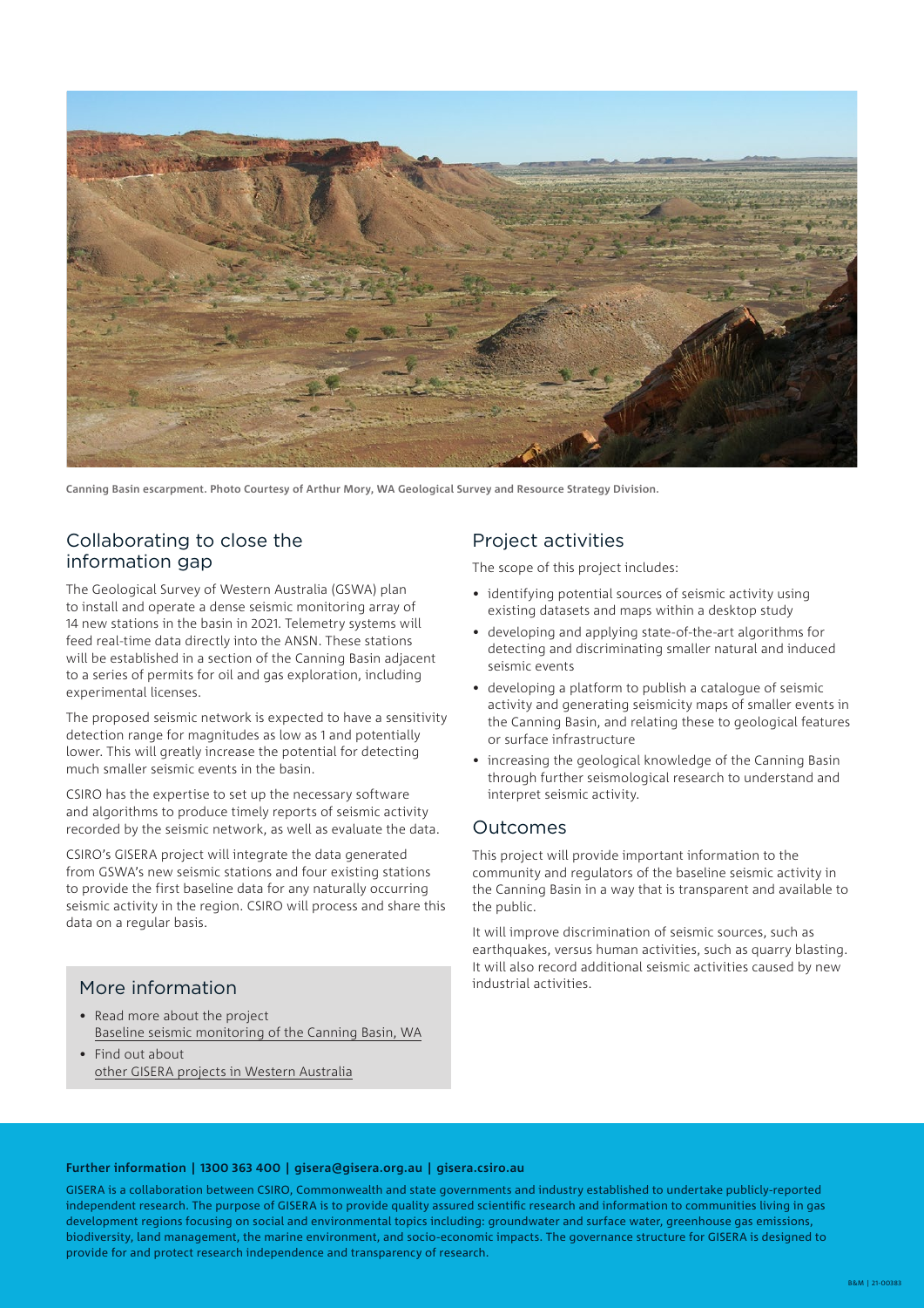Canning Basin escarpment. Photo Courtesy of Arthur Mory, WA Geological Survey and Resource Strategy Division.

## Collaborating to close the information gap

The Geological Survey of Western Australia (GSWA) plan to install and operate a dense seismic monitoring array of 14 new stations in the basin in 2021. Telemetry systems will feed real-time data directly into the ANSN. These stations will be established in a section of the Canning Basin adjacent to a series of permits for oil and gas exploration, including experimental licenses.

The proposed seismic network is expected to have a sensitivity detection range for magnitudes as low as 1 and potentially lower. This will greatly increase the potential for detecting much smaller seismic events in the basin.

CSIRO has the expertise to set up the necessary software and algorithms to produce timely reports of seismic activity recorded by the seismic network, as well as evaluate the data.

CSIRO's GISERA project will integrate the data generated from GSWA's new seismic stations and four existing stations to provide the first baseline data for any naturally occurring seismic activity in the region. CSIRO will process and share this data on a regular basis.

## More information

- Read more about the project Baseline seismic monitoring of the Canning Basin, WA
- Find out about other GISERA projects in Western Australia

## Project activities

The scope of this project includes:

- identifying potential sources of seismic activity using existing datasets and maps within a desktop study
- developing and applying state-of-the-art algorithms for detecting and discriminating smaller natural and induced seismic events
- developing a platform to publish a catalogue of seismic activity and generating seismicity maps of smaller events in the Canning Basin, and relating these to geological features or surface infrastructure
- increasing the geological knowledge of the Canning Basin through further seismological research to understand and interpret seismic activity.

## Outcomes

This project will provide important information to the community and regulators of the baseline seismic activity in the Canning Basin in a way that is transparent and available to the public.

It will improve discrimination of seismic sources, such as earthquakes, versus human activities, such as quarry blasting. It will also record additional seismic activities caused by new industrial activities.

**Further information | 1300 363 400 | gisera@gisera.org.au | gisera.csiro.au**

GISERA is a collaboration between CSIRO, Commonwealth and state governments and industry established to undertake publicly-reported independent research. The purpose of GISERA is to provide quality assured scientific research and information to communities living in gas development regions focusing on social and environmental topics including: groundwater and surface water, greenhouse gas emissions, biodiversity, land management, the marine environment, and socio-economic impacts. The governance structure for GISERA is designed to provide for and protect research independence and transparency of research.

B&M | 21-00383